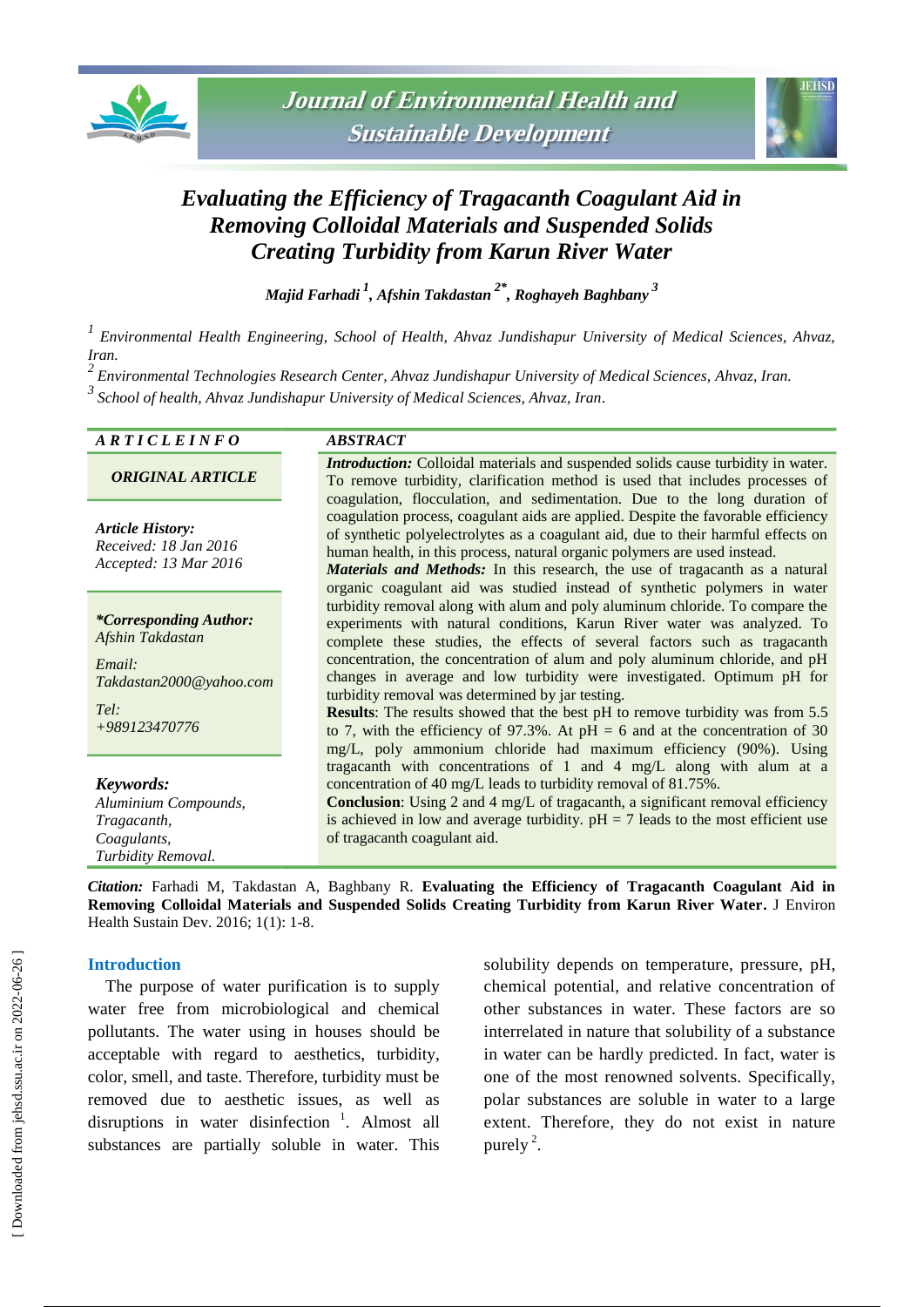# Evaluating the Efficiency of Tragacanth Coagulant Aid in Removing Colloidal Materials and Suspended Solids Creating Turbidity from Karun River Water

*Majid Farhadi [1], Afshin Takdastan [2*], Roghayeh Baghbany [3]*

[1] *Environmental Health Engineering, School of Health, Ahvaz Jundishapur University of Medical Sciences, Ahvaz, Iran.*

[2] *Environmental Technologies Research Center, Ahvaz Jundishapur University of Medical Sciences, Ahvaz, Iran.*

[3] *School of health, Ahvaz Jundishapur University of Medical Sciences, Ahvaz, Iran.*

**ARTICLE INFO**

***ORIGINAL ARTICLE***

***Article History:***
*Received: 18 Jan 2016*
*Accepted: 13 Mar 2016*

***\*Corresponding Author:***
*Afshin Takdastan*

*Email:*
*Takdastan2000@yahoo.com*

*Tel:*
*+989123470776*

***Keywords:***
*Aluminium Compounds,*
*Tragacanth,*
*Coagulants,*
*Turbidity Removal.*

**ABSTRACT**

***Introduction:*** Colloidal materials and suspended solids cause turbidity in water. To remove turbidity, clarification method is used that includes processes of coagulation, flocculation, and sedimentation. Due to the long duration of coagulation process, coagulant aids are applied. Despite the favorable efficiency of synthetic polyelectrolytes as a coagulant aid, due to their harmful effects on human health, in this process, natural organic polymers are used instead.

***Materials and Methods:*** In this research, the use of tragacanth as a natural organic coagulant aid was studied instead of synthetic polymers in water turbidity removal along with alum and poly aluminum chloride. To compare the experiments with natural conditions, Karun River water was analyzed. To complete these studies, the effects of several factors such as tragacanth concentration, the concentration of alum and poly aluminum chloride, and pH changes in average and low turbidity were investigated. Optimum pH for turbidity removal was determined by jar testing.

**Results**: The results showed that the best pH to remove turbidity was from 5.5 to 7, with the efficiency of 97.3%. At pH = 6 and at the concentration of 30 mg/L, poly ammonium chloride had maximum efficiency (90%). Using tragacanth with concentrations of 1 and 4 mg/L along with alum at a concentration of 40 mg/L leads to turbidity removal of 81.75%.

**Conclusion**: Using 2 and 4 mg/L of tragacanth, a significant removal efficiency is achieved in low and average turbidity. pH = 7 leads to the most efficient use of tragacanth coagulant aid.

***Citation:*** Farhadi M, Takdastan A, Baghbany R. **Evaluating the Efficiency of Tragacanth Coagulant Aid in Removing Colloidal Materials and Suspended Solids Creating Turbidity from Karun River Water.** J Environ Health Sustain Dev. 2016; 1(1): 1-8.

## Introduction

The purpose of water purification is to supply water free from microbiological and chemical pollutants. The water using in houses should be acceptable with regard to aesthetics, turbidity, color, smell, and taste. Therefore, turbidity must be removed due to aesthetic issues, as well as disruptions in water disinfection [1]. Almost all substances are partially soluble in water. This solubility depends on temperature, pressure, pH, chemical potential, and relative concentration of other substances in water. These factors are so interrelated in nature that solubility of a substance in water can be hardly predicted. In fact, water is one of the most renowned solvents. Specifically, polar substances are soluble in water to a large extent. Therefore, they do not exist in nature purely [2].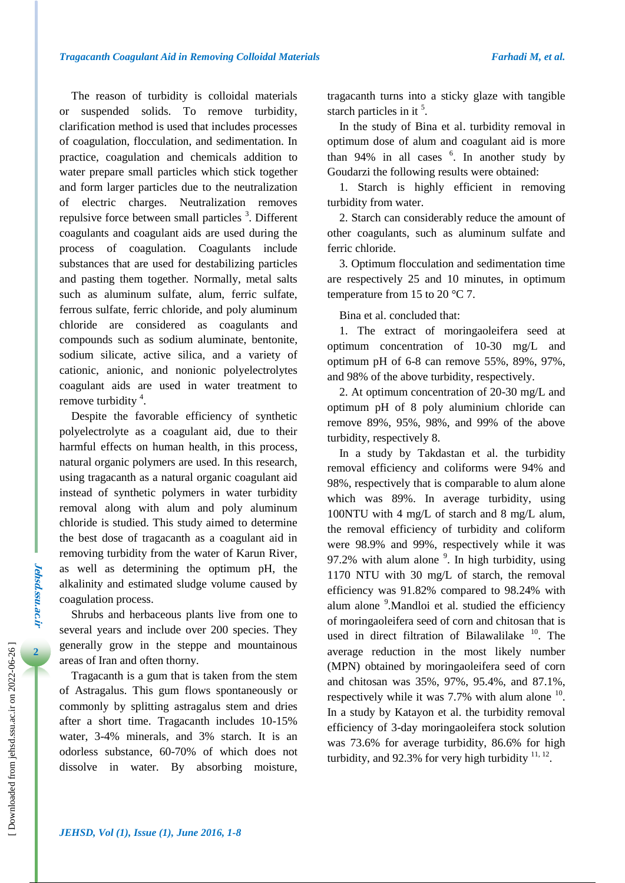The reason of turbidity is colloidal materials or suspended solids. To remove turbidity, clarification method is used that includes processes of coagulation, flocculation, and sedimentation. In practice, coagulation and chemicals addition to water prepare small particles which stick together and form larger particles due to the neutralization of electric charges. Neutralization removes repulsive force between small particles [3]. Different coagulants and coagulant aids are used during the process of coagulation. Coagulants include substances that are used for destabilizing particles and pasting them together. Normally, metal salts such as aluminum sulfate, alum, ferric sulfate, ferrous sulfate, ferric chloride, and poly aluminum chloride are considered as coagulants and compounds such as sodium aluminate, bentonite, sodium silicate, active silica, and a variety of cationic, anionic, and nonionic polyelectrolytes coagulant aids are used in water treatment to remove turbidity [4].

Despite the favorable efficiency of synthetic polyelectrolyte as a coagulant aid, due to their harmful effects on human health, in this process, natural organic polymers are used. In this research, using tragacanth as a natural organic coagulant aid instead of synthetic polymers in water turbidity removal along with alum and poly aluminum chloride is studied. This study aimed to determine the best dose of tragacanth as a coagulant aid in removing turbidity from the water of Karun River, as well as determining the optimum pH, the alkalinity and estimated sludge volume caused by coagulation process.

Shrubs and herbaceous plants live from one to several years and include over 200 species. They generally grow in the steppe and mountainous areas of Iran and often thorny.

Tragacanth is a gum that is taken from the stem of Astragalus. This gum flows spontaneously or commonly by splitting astragalus stem and dries after a short time. Tragacanth includes 10-15% water, 3-4% minerals, and 3% starch. It is an odorless substance, 60-70% of which does not dissolve in water. By absorbing moisture, tragacanth turns into a sticky glaze with tangible starch particles in it [5].

In the study of Bina et al. turbidity removal in optimum dose of alum and coagulant aid is more than 94% in all cases [6]. In another study by Goudarzi the following results were obtained:

1. Starch is highly efficient in removing turbidity from water.

2. Starch can considerably reduce the amount of other coagulants, such as aluminum sulfate and ferric chloride.

3. Optimum flocculation and sedimentation time are respectively 25 and 10 minutes, in optimum temperature from 15 to 20 °C 7.

Bina et al. concluded that:

1. The extract of moringaoleifera seed at optimum concentration of 10-30 mg/L and optimum pH of 6-8 can remove 55%, 89%, 97%, and 98% of the above turbidity, respectively.

2. At optimum concentration of 20-30 mg/L and optimum pH of 8 poly aluminium chloride can remove 89%, 95%, 98%, and 99% of the above turbidity, respectively 8.

In a study by Takdastan et al. the turbidity removal efficiency and coliforms were 94% and 98%, respectively that is comparable to alum alone which was 89%. In average turbidity, using 100NTU with 4 mg/L of starch and 8 mg/L alum, the removal efficiency of turbidity and coliform were 98.9% and 99%, respectively while it was 97.2% with alum alone [9]. In high turbidity, using 1170 NTU with 30 mg/L of starch, the removal efficiency was 91.82% compared to 98.24% with alum alone [9].Mandloi et al. studied the efficiency of moringaoleifera seed of corn and chitosan that is used in direct filtration of Bilawalilake [10]. The average reduction in the most likely number (MPN) obtained by moringaoleifera seed of corn and chitosan was 35%, 97%, 95.4%, and 87.1%, respectively while it was 7.7% with alum alone [10]. In a study by Katayon et al. the turbidity removal efficiency of 3-day moringaoleifera stock solution was 73.6% for average turbidity, 86.6% for high turbidity, and 92.3% for very high turbidity [11, 12].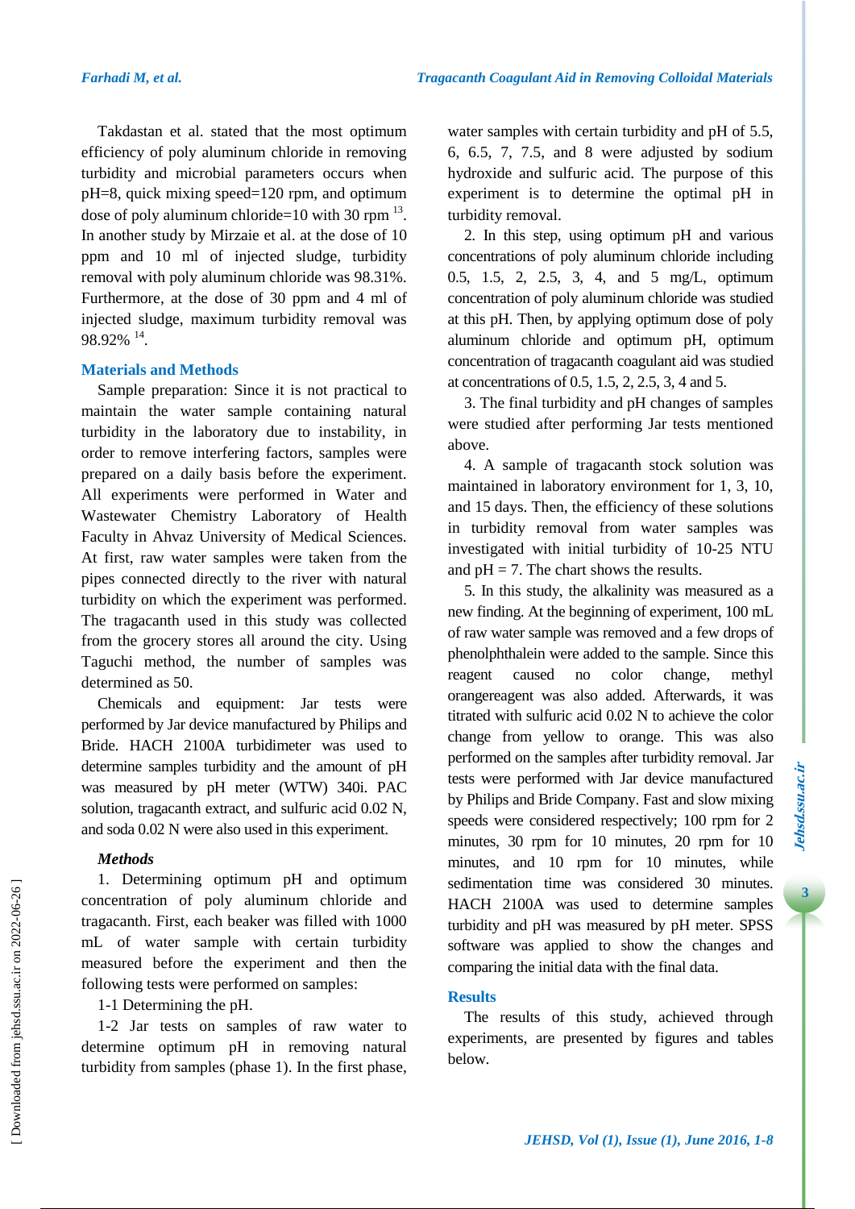Takdastan et al. stated that the most optimum efficiency of poly aluminum chloride in removing turbidity and microbial parameters occurs when pH=8, quick mixing speed=120 rpm, and optimum dose of poly aluminum chloride=10 with 30 rpm [13]. In another study by Mirzaie et al. at the dose of 10 ppm and 10 ml of injected sludge, turbidity removal with poly aluminum chloride was 98.31%. Furthermore, at the dose of 30 ppm and 4 ml of injected sludge, maximum turbidity removal was 98.92% [14].

## Materials and Methods

Sample preparation: Since it is not practical to maintain the water sample containing natural turbidity in the laboratory due to instability, in order to remove interfering factors, samples were prepared on a daily basis before the experiment. All experiments were performed in Water and Wastewater Chemistry Laboratory of Health Faculty in Ahvaz University of Medical Sciences. At first, raw water samples were taken from the pipes connected directly to the river with natural turbidity on which the experiment was performed. The tragacanth used in this study was collected from the grocery stores all around the city. Using Taguchi method, the number of samples was determined as 50.

Chemicals and equipment: Jar tests were performed by Jar device manufactured by Philips and Bride. HACH 2100A turbidimeter was used to determine samples turbidity and the amount of pH was measured by pH meter (WTW) 340i. PAC solution, tragacanth extract, and sulfuric acid 0.02 N, and soda 0.02 N were also used in this experiment.

### *Methods*

1. Determining optimum pH and optimum concentration of poly aluminum chloride and tragacanth. First, each beaker was filled with 1000 mL of water sample with certain turbidity measured before the experiment and then the following tests were performed on samples:

1-1 Determining the pH.

1-2 Jar tests on samples of raw water to determine optimum pH in removing natural turbidity from samples (phase 1). In the first phase, water samples with certain turbidity and pH of 5.5, 6, 6.5, 7, 7.5, and 8 were adjusted by sodium hydroxide and sulfuric acid. The purpose of this experiment is to determine the optimal pH in turbidity removal.

2. In this step, using optimum pH and various concentrations of poly aluminum chloride including 0.5, 1.5, 2, 2.5, 3, 4, and 5 mg/L, optimum concentration of poly aluminum chloride was studied at this pH. Then, by applying optimum dose of poly aluminum chloride and optimum pH, optimum concentration of tragacanth coagulant aid was studied at concentrations of 0.5, 1.5, 2, 2.5, 3, 4 and 5.

3. The final turbidity and pH changes of samples were studied after performing Jar tests mentioned above.

4. A sample of tragacanth stock solution was maintained in laboratory environment for 1, 3, 10, and 15 days. Then, the efficiency of these solutions in turbidity removal from water samples was investigated with initial turbidity of 10-25 NTU and pH = 7. The chart shows the results.

5. In this study, the alkalinity was measured as a new finding. At the beginning of experiment, 100 mL of raw water sample was removed and a few drops of phenolphthalein were added to the sample. Since this reagent caused no color change, methyl orangereagent was also added. Afterwards, it was titrated with sulfuric acid 0.02 N to achieve the color change from yellow to orange. This was also performed on the samples after turbidity removal. Jar tests were performed with Jar device manufactured by Philips and Bride Company. Fast and slow mixing speeds were considered respectively; 100 rpm for 2 minutes, 30 rpm for 10 minutes, 20 rpm for 10 minutes, and 10 rpm for 10 minutes, while sedimentation time was considered 30 minutes. HACH 2100A was used to determine samples turbidity and pH was measured by pH meter. SPSS software was applied to show the changes and comparing the initial data with the final data.

## Results

The results of this study, achieved through experiments, are presented by figures and tables below.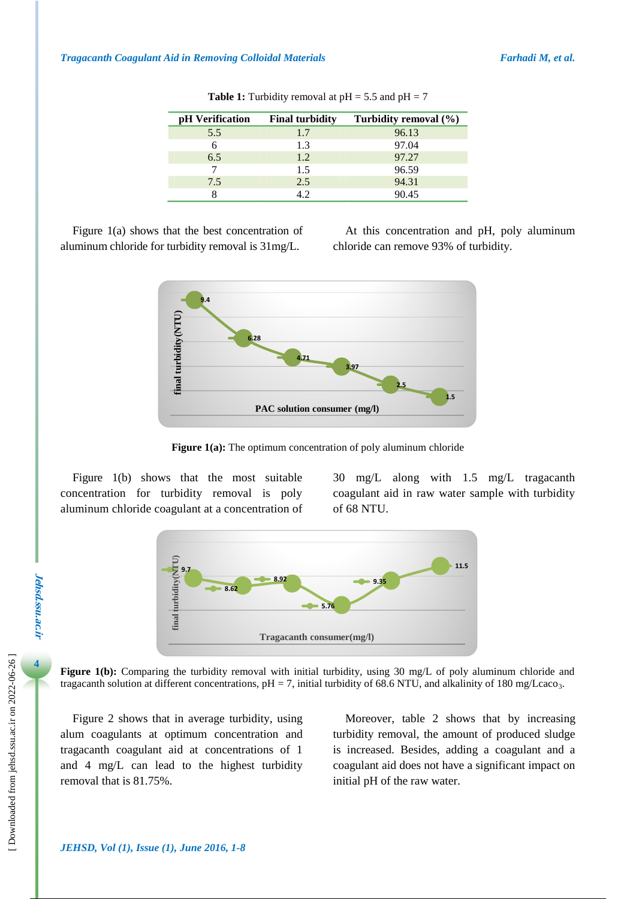**Table 1:** Turbidity removal at pH = 5.5 and pH = 7

| pH Verification | Final turbidity | Turbidity removal (%) |
|---|---|---|
| 5.5 | 1.7 | 96.13 |
| 6 | 1.3 | 97.04 |
| 6.5 | 1.2 | 97.27 |
| 7 | 1.5 | 96.59 |
| 7.5 | 2.5 | 94.31 |
| 8 | 4.2 | 90.45 |

Figure 1(a) shows that the best concentration of aluminum chloride for turbidity removal is 31mg/L. At this concentration and pH, poly aluminum chloride can remove 93% of turbidity.

**Figure 1(a):** The optimum concentration of poly aluminum chloride

Figure 1(b) shows that the most suitable concentration for turbidity removal is poly aluminum chloride coagulant at a concentration of 30 mg/L along with 1.5 mg/L tragacanth coagulant aid in raw water sample with turbidity of 68 NTU.

**Figure 1(b):** Comparing the turbidity removal with initial turbidity, using 30 mg/L of poly aluminum chloride and tragacanth solution at different concentrations, pH = 7, initial turbidity of 68.6 NTU, and alkalinity of 180 mg/L$caco_3$.

Figure 2 shows that in average turbidity, using alum coagulants at optimum concentration and tragacanth coagulant aid at concentrations of 1 and 4 mg/L can lead to the highest turbidity removal that is 81.75%.

Moreover, table 2 shows that by increasing turbidity removal, the amount of produced sludge is increased. Besides, adding a coagulant and a coagulant aid does not have a significant impact on initial pH of the raw water.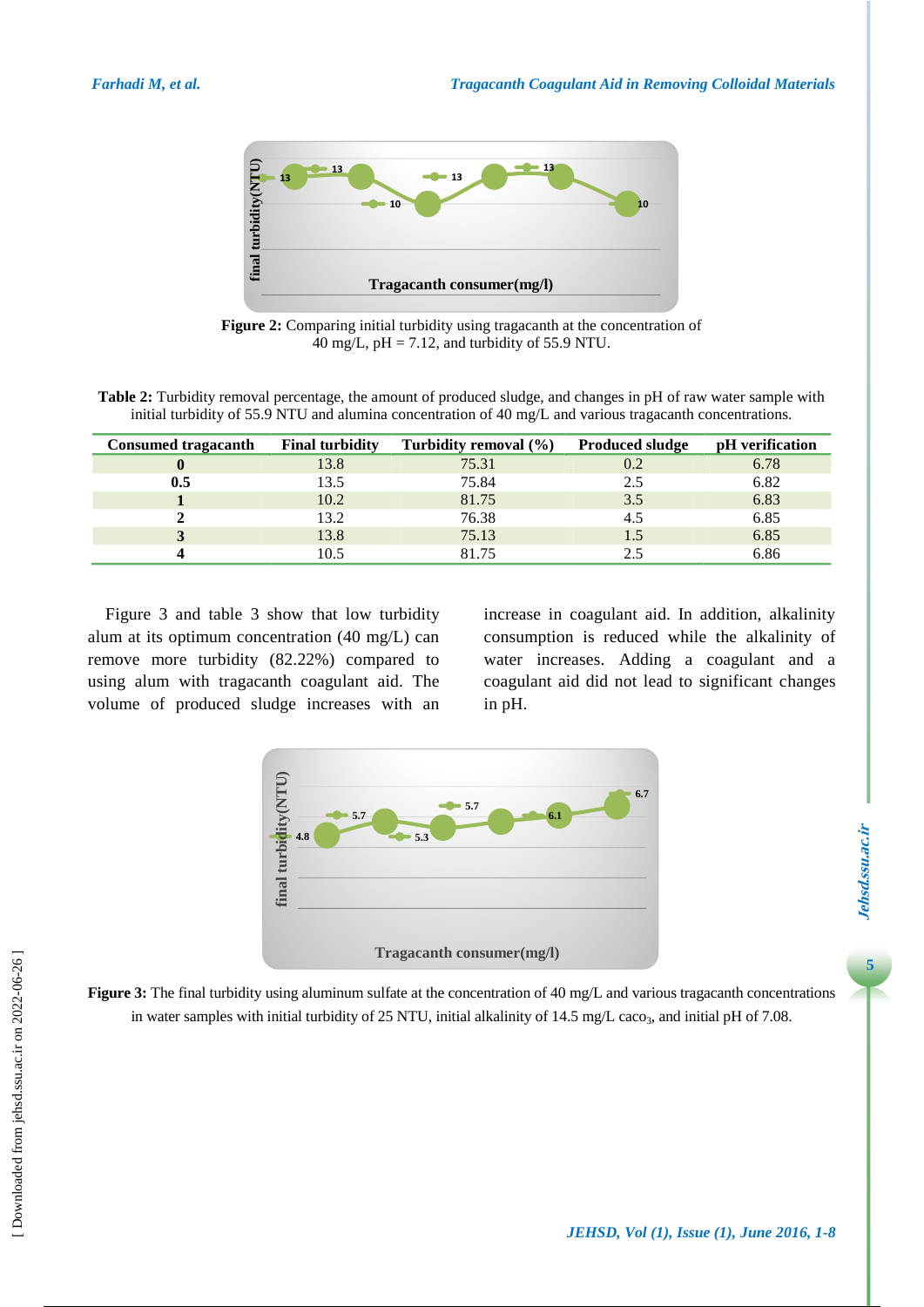**Figure 2:** Comparing initial turbidity using tragacanth at the concentration of 40 mg/L, pH = 7.12, and turbidity of 55.9 NTU.

**Table 2:** Turbidity removal percentage, the amount of produced sludge, and changes in pH of raw water sample with initial turbidity of 55.9 NTU and alumina concentration of 40 mg/L and various tragacanth concentrations.

| Consumed tragacanth | Final turbidity | Turbidity removal (%) | Produced sludge | pH verification |
|---|---|---|---|---|
| **0** | 13.8 | 75.31 | 0.2 | 6.78 |
| **0.5** | 13.5 | 75.84 | 2.5 | 6.82 |
| **1** | 10.2 | 81.75 | 3.5 | 6.83 |
| **2** | 13.2 | 76.38 | 4.5 | 6.85 |
| **3** | 13.8 | 75.13 | 1.5 | 6.85 |
| **4** | 10.5 | 81.75 | 2.5 | 6.86 |

Figure 3 and table 3 show that low turbidity alum at its optimum concentration (40 mg/L) can remove more turbidity (82.22%) compared to using alum with tragacanth coagulant aid. The volume of produced sludge increases with an increase in coagulant aid. In addition, alkalinity consumption is reduced while the alkalinity of water increases. Adding a coagulant and a coagulant aid did not lead to significant changes in pH.

**Figure 3:** The final turbidity using aluminum sulfate at the concentration of 40 mg/L and various tragacanth concentrations in water samples with initial turbidity of 25 NTU, initial alkalinity of 14.5 mg/L $caco_3$, and initial pH of 7.08.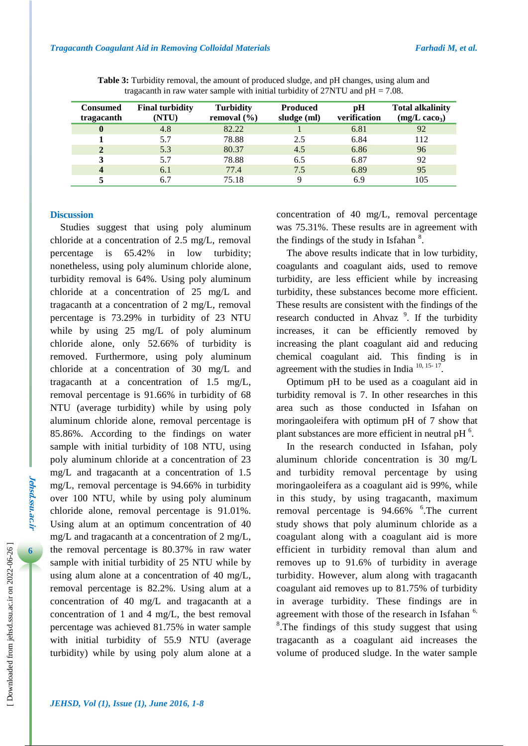**Table 3:** Turbidity removal, the amount of produced sludge, and pH changes, using alum and tragacanth in raw water sample with initial turbidity of 27NTU and pH = 7.08.

| Consumed tragacanth | Final turbidity (NTU) | Turbidity removal (%) | Produced sludge (ml) | pH verification | Total alkalinity (mg/L $caco_3$) |
|---|---|---|---|---|---|
| **0** | 4.8 | 82.22 | 1 | 6.81 | 92 |
| **1** | 5.7 | 78.88 | 2.5 | 6.84 | 112 |
| **2** | 5.3 | 80.37 | 4.5 | 6.86 | 96 |
| **3** | 5.7 | 78.88 | 6.5 | 6.87 | 92 |
| **4** | 6.1 | 77.4 | 7.5 | 6.89 | 95 |
| **5** | 6.7 | 75.18 | 9 | 6.9 | 105 |

## Discussion

Studies suggest that using poly aluminum chloride at a concentration of 2.5 mg/L, removal percentage is 65.42% in low turbidity; nonetheless, using poly aluminum chloride alone, turbidity removal is 64%. Using poly aluminum chloride at a concentration of 25 mg/L and tragacanth at a concentration of 2 mg/L, removal percentage is 73.29% in turbidity of 23 NTU while by using 25 mg/L of poly aluminum chloride alone, only 52.66% of turbidity is removed. Furthermore, using poly aluminum chloride at a concentration of 30 mg/L and tragacanth at a concentration of 1.5 mg/L, removal percentage is 91.66% in turbidity of 68 NTU (average turbidity) while by using poly aluminum chloride alone, removal percentage is 85.86%. According to the findings on water sample with initial turbidity of 108 NTU, using poly aluminum chloride at a concentration of 23 mg/L and tragacanth at a concentration of 1.5 mg/L, removal percentage is 94.66% in turbidity over 100 NTU, while by using poly aluminum chloride alone, removal percentage is 91.01%. Using alum at an optimum concentration of 40 mg/L and tragacanth at a concentration of 2 mg/L, the removal percentage is 80.37% in raw water sample with initial turbidity of 25 NTU while by using alum alone at a concentration of 40 mg/L, removal percentage is 82.2%. Using alum at a concentration of 40 mg/L and tragacanth at a concentration of 1 and 4 mg/L, the best removal percentage was achieved 81.75% in water sample with initial turbidity of 55.9 NTU (average turbidity) while by using poly alum alone at a concentration of 40 mg/L, removal percentage was 75.31%. These results are in agreement with the findings of the study in Isfahan [8].

The above results indicate that in low turbidity, coagulants and coagulant aids, used to remove turbidity, are less efficient while by increasing turbidity, these substances become more efficient. These results are consistent with the findings of the research conducted in Ahvaz [9]. If the turbidity increases, it can be efficiently removed by increasing the plant coagulant aid and reducing chemical coagulant aid. This finding is in agreement with the studies in India [10, 15-17].

Optimum pH to be used as a coagulant aid in turbidity removal is 7. In other researches in this area such as those conducted in Isfahan on moringaoleifera with optimum pH of 7 show that plant substances are more efficient in neutral pH [6].

In the research conducted in Isfahan, poly aluminum chloride concentration is 30 mg/L and turbidity removal percentage by using moringaoleifera as a coagulant aid is 99%, while in this study, by using tragacanth, maximum removal percentage is 94.66% [6].The current study shows that poly aluminum chloride as a coagulant along with a coagulant aid is more efficient in turbidity removal than alum and removes up to 91.6% of turbidity in average turbidity. However, alum along with tragacanth coagulant aid removes up to 81.75% of turbidity in average turbidity. These findings are in agreement with those of the research in Isfahan [6, 8].The findings of this study suggest that using tragacanth as a coagulant aid increases the volume of produced sludge. In the water sample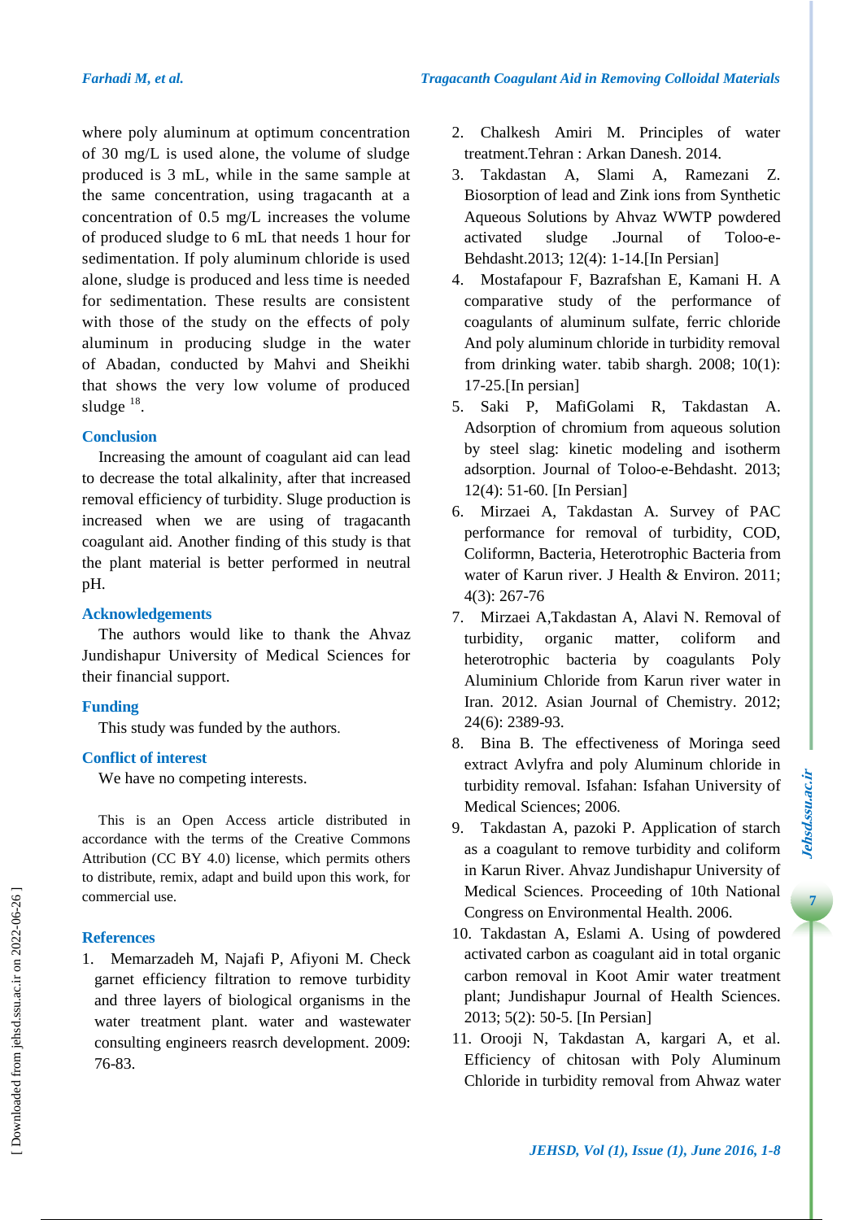where poly aluminum at optimum concentration of 30 mg/L is used alone, the volume of sludge produced is 3 mL, while in the same sample at the same concentration, using tragacanth at a concentration of 0.5 mg/L increases the volume of produced sludge to 6 mL that needs 1 hour for sedimentation. If poly aluminum chloride is used alone, sludge is produced and less time is needed for sedimentation. These results are consistent with those of the study on the effects of poly aluminum in producing sludge in the water of Abadan, conducted by Mahvi and Sheikhi that shows the very low volume of produced sludge [18].

## Conclusion

Increasing the amount of coagulant aid can lead to decrease the total alkalinity, after that increased removal efficiency of turbidity. Sluge production is increased when we are using of tragacanth coagulant aid. Another finding of this study is that the plant material is better performed in neutral pH.

## Acknowledgements

The authors would like to thank the Ahvaz Jundishapur University of Medical Sciences for their financial support.

## Funding

This study was funded by the authors.

## Conflict of interest

We have no competing interests.

This is an Open Access article distributed in accordance with the terms of the Creative Commons Attribution (CC BY 4.0) license, which permits others to distribute, remix, adapt and build upon this work, for commercial use.

## References

1. Memarzadeh M, Najafi P, Afiyoni M. Check garnet efficiency filtration to remove turbidity and three layers of biological organisms in the water treatment plant. water and wastewater consulting engineers reasrch development. 2009: 76-83.
2. Chalkesh Amiri M. Principles of water treatment.Tehran : Arkan Danesh. 2014.
3. Takdastan A, Slami A, Ramezani Z. Biosorption of lead and Zink ions from Synthetic Aqueous Solutions by Ahvaz WWTP powdered activated sludge .Journal of Toloo-e-Behdasht.2013; 12(4): 1-14.[In Persian]
4. Mostafapour F, Bazrafshan E, Kamani H. A comparative study of the performance of coagulants of aluminum sulfate, ferric chloride And poly aluminum chloride in turbidity removal from drinking water. tabib shargh. 2008; 10(1): 17-25.[In persian]
5. Saki P, MafiGolami R, Takdastan A. Adsorption of chromium from aqueous solution by steel slag: kinetic modeling and isotherm adsorption. Journal of Toloo-e-Behdasht. 2013; 12(4): 51-60. [In Persian]
6. Mirzaei A, Takdastan A. Survey of PAC performance for removal of turbidity, COD, Coliformn, Bacteria, Heterotrophic Bacteria from water of Karun river. J Health & Environ. 2011; 4(3): 267-76
7. Mirzaei A,Takdastan A, Alavi N. Removal of turbidity, organic matter, coliform and heterotrophic bacteria by coagulants Poly Aluminium Chloride from Karun river water in Iran. 2012. Asian Journal of Chemistry. 2012; 24(6): 2389-93.
8. Bina B. The effectiveness of Moringa seed extract Avlyfra and poly Aluminum chloride in turbidity removal. Isfahan: Isfahan University of Medical Sciences; 2006.
9. Takdastan A, pazoki P. Application of starch as a coagulant to remove turbidity and coliform in Karun River. Ahvaz Jundishapur University of Medical Sciences. Proceeding of 10th National Congress on Environmental Health. 2006.
10. Takdastan A, Eslami A. Using of powdered activated carbon as coagulant aid in total organic carbon removal in Koot Amir water treatment plant; Jundishapur Journal of Health Sciences. 2013; 5(2): 50-5. [In Persian]
11. Orooji N, Takdastan A, kargari A, et al. Efficiency of chitosan with Poly Aluminum Chloride in turbidity removal from Ahwaz water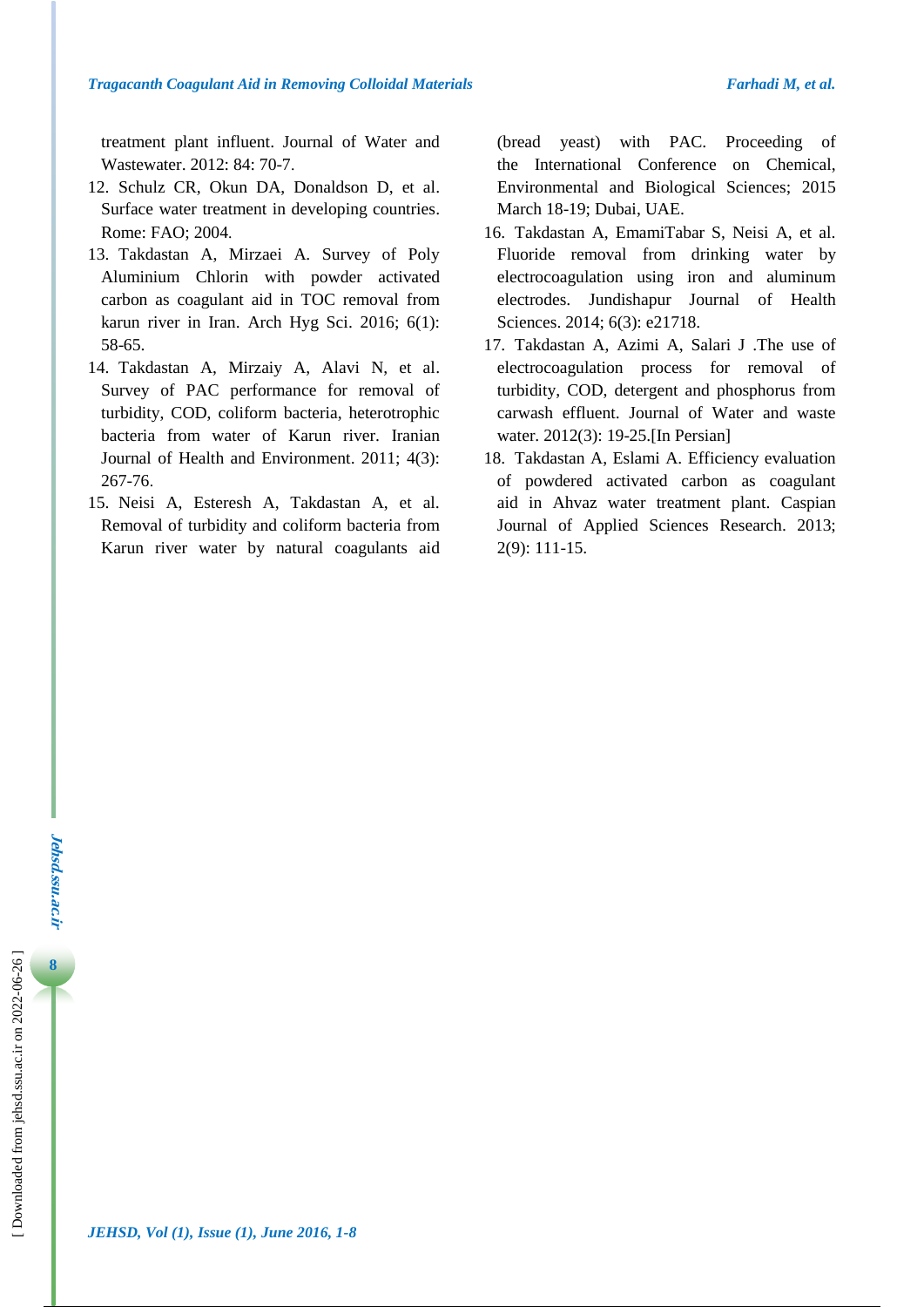treatment plant influent. Journal of Water and Wastewater. 2012: 84: 70-7.

12. Schulz CR, Okun DA, Donaldson D, et al. Surface water treatment in developing countries. Rome: FAO; 2004.
13. Takdastan A, Mirzaei A. Survey of Poly Aluminium Chlorin with powder activated carbon as coagulant aid in TOC removal from karun river in Iran. Arch Hyg Sci. 2016; 6(1): 58-65.
14. Takdastan A, Mirzaiy A, Alavi N, et al. Survey of PAC performance for removal of turbidity, COD, coliform bacteria, heterotrophic bacteria from water of Karun river. Iranian Journal of Health and Environment. 2011; 4(3): 267-76.
15. Neisi A, Esteresh A, Takdastan A, et al. Removal of turbidity and coliform bacteria from Karun river water by natural coagulants aid (bread yeast) with PAC. Proceeding of the International Conference on Chemical, Environmental and Biological Sciences; 2015 March 18-19; Dubai, UAE.
16. Takdastan A, EmamiTabar S, Neisi A, et al. Fluoride removal from drinking water by electrocoagulation using iron and aluminum electrodes. Jundishapur Journal of Health Sciences. 2014; 6(3): e21718.
17. Takdastan A, Azimi A, Salari J .The use of electrocoagulation process for removal of turbidity, COD, detergent and phosphorus from carwash effluent. Journal of Water and waste water. 2012(3): 19-25.[In Persian]
18. Takdastan A, Eslami A. Efficiency evaluation of powdered activated carbon as coagulant aid in Ahvaz water treatment plant. Caspian Journal of Applied Sciences Research. 2013; 2(9): 111-15.